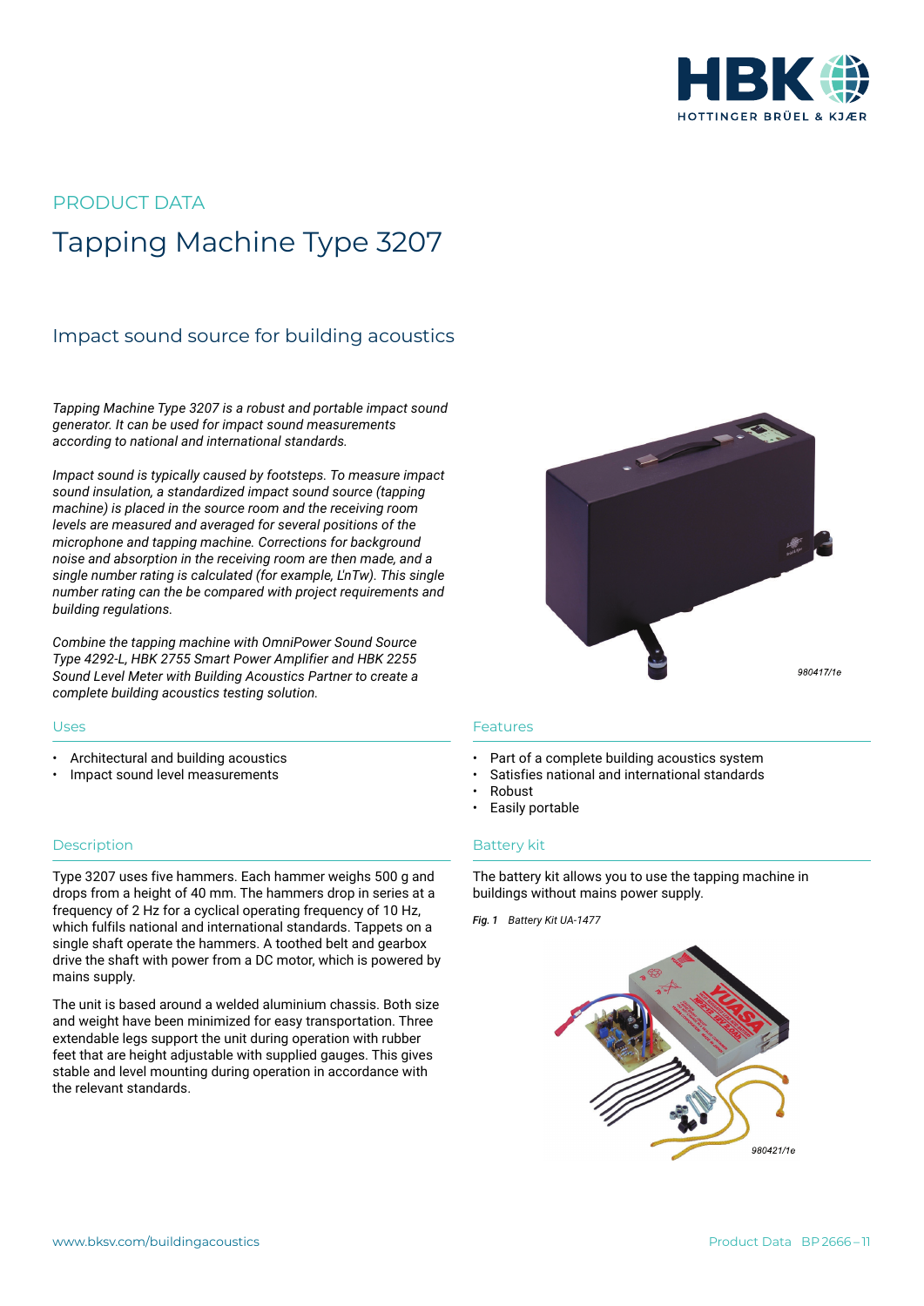PRODUCT DATA

# Tapping Machine Type 3207

## Impact sound source for building acoustics

*Tapping Machine Type 3207 is a robust and portable impact sound generator. It can be used for impact sound measurements according to national and international standards.*

*Impact sound is typically caused by footsteps. To measure impact sound insulation, a standardized impact sound source (tapping machine) is placed in the source room and the receiving room levels are measured and averaged for several positions of the microphone and tapping machine. Corrections for background noise and absorption in the receiving room are then made, and a single number rating is calculated (for example, L'nTw). This single number rating can the be compared with project requirements and building regulations.*

*Combine the tapping machine with OmniPower Sound Source Type 4292-L, HBK 2755 Smart Power Amplifier and HBK 2255 Sound Level Meter with Building Acoustics Partner to create a complete building acoustics testing solution.*

980417/1e

### Uses

- Architectural and building acoustics
- Impact sound level measurements

### Features

- Part of a complete building acoustics system
- Satisfies national and international standards
- Robust
- Easily portable

### Description

Type 3207 uses five hammers. Each hammer weighs 500 g and drops from a height of 40 mm. The hammers drop in series at a frequency of 2 Hz for a cyclical operating frequency of 10 Hz, which fulfils national and international standards. Tappets on a single shaft operate the hammers. A toothed belt and gearbox drive the shaft with power from a DC motor, which is powered by mains supply.

The unit is based around a welded aluminium chassis. Both size and weight have been minimized for easy transportation. Three extendable legs support the unit during operation with rubber feet that are height adjustable with supplied gauges. This gives stable and level mounting during operation in accordance with the relevant standards.

### Battery kit

The battery kit allows you to use the tapping machine in buildings without mains power supply.

*Fig. 1 Battery Kit UA-1477*

980421/1e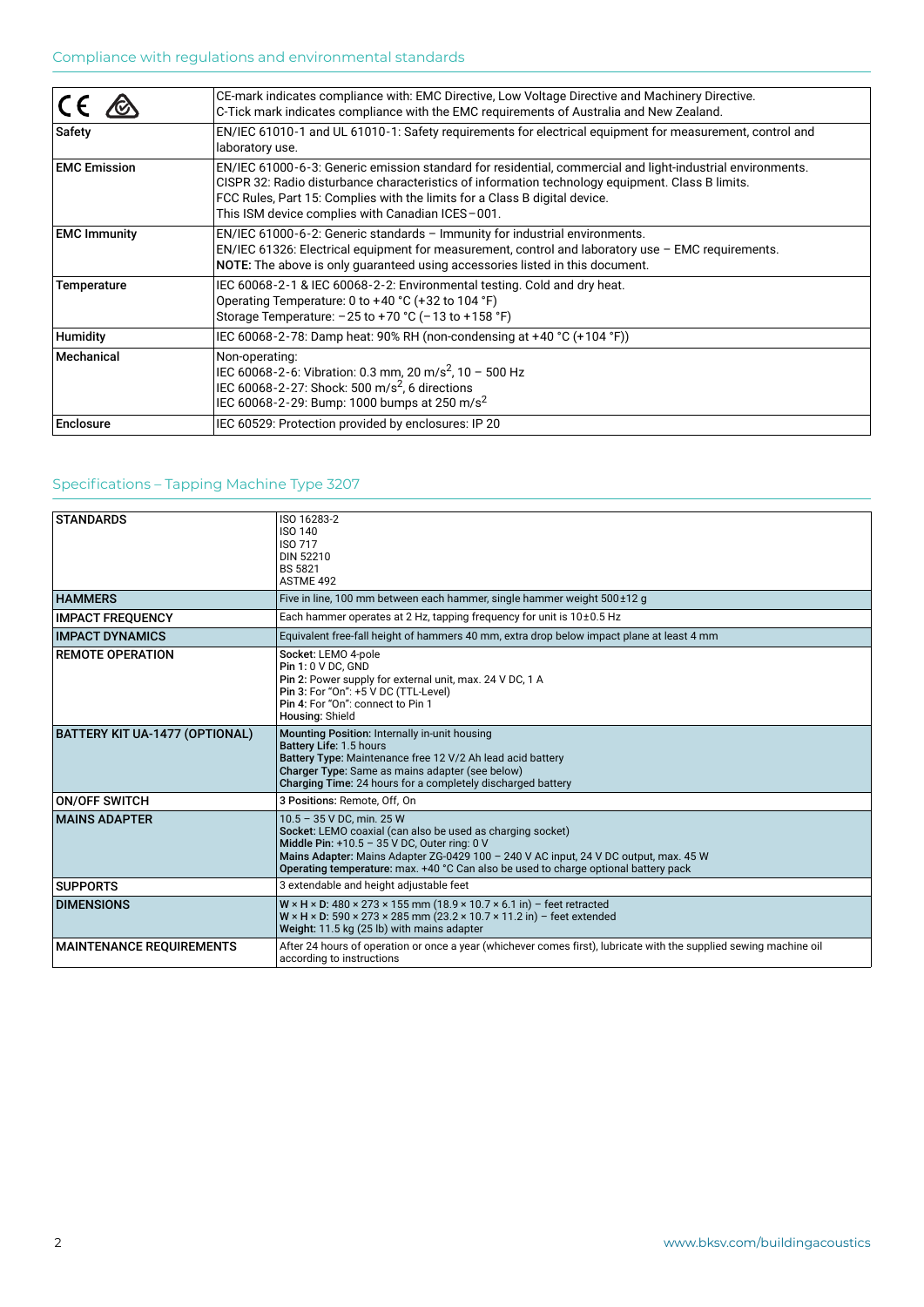## Compliance with regulations and environmental standards

| | |
|---|---|
| CE | CE-mark indicates compliance with: EMC Directive, Low Voltage Directive and Machinery Directive.<br>C-Tick mark indicates compliance with the EMC requirements of Australia and New Zealand. |
| **Safety** | EN/IEC 61010-1 and UL 61010-1: Safety requirements for electrical equipment for measurement, control and laboratory use. |
| **EMC Emission** | EN/IEC 61000-6-3: Generic emission standard for residential, commercial and light-industrial environments.<br>CISPR 32: Radio disturbance characteristics of information technology equipment. Class B limits.<br>FCC Rules, Part 15: Complies with the limits for a Class B digital device.<br>This ISM device complies with Canadian ICES−001. |
| **EMC Immunity** | EN/IEC 61000-6-2: Generic standards – Immunity for industrial environments.<br>EN/IEC 61326: Electrical equipment for measurement, control and laboratory use – EMC requirements.<br>**NOTE:** The above is only guaranteed using accessories listed in this document. |
| **Temperature** | IEC 60068-2-1 & IEC 60068-2-2: Environmental testing. Cold and dry heat.<br>Operating Temperature: 0 to +40 °C (+32 to 104 °F)<br>Storage Temperature: −25 to +70 °C (−13 to +158 °F) |
| **Humidity** | IEC 60068-2-78: Damp heat: 90% RH (non-condensing at +40 °C (+104 °F)) |
| **Mechanical** | Non-operating:<br>IEC 60068-2-6: Vibration: 0.3 mm, 20 m/s$^2$, 10 – 500 Hz<br>IEC 60068-2-27: Shock: 500 m/s$^2$, 6 directions<br>IEC 60068-2-29: Bump: 1000 bumps at 250 m/s$^2$ |
| **Enclosure** | IEC 60529: Protection provided by enclosures: IP 20 |

## Specifications – Tapping Machine Type 3207

| | |
|---|---|
| **STANDARDS** | ISO 16283-2<br>ISO 140<br>ISO 717<br>DIN 52210<br>BS 5821<br>ASTME 492 |
| **HAMMERS** | Five in line, 100 mm between each hammer, single hammer weight 500±12 g |
| **IMPACT FREQUENCY** | Each hammer operates at 2 Hz, tapping frequency for unit is 10±0.5 Hz |
| **IMPACT DYNAMICS** | Equivalent free-fall height of hammers 40 mm, extra drop below impact plane at least 4 mm |
| **REMOTE OPERATION** | **Socket:** LEMO 4-pole<br>**Pin 1:** 0 V DC, GND<br>**Pin 2:** Power supply for external unit, max. 24 V DC, 1 A<br>**Pin 3:** For "On": +5 V DC (TTL-Level)<br>**Pin 4:** For "On": connect to Pin 1<br>**Housing:** Shield |
| **BATTERY KIT UA-1477 (OPTIONAL)** | **Mounting Position:** Internally in-unit housing<br>**Battery Life:** 1.5 hours<br>**Battery Type:** Maintenance free 12 V/2 Ah lead acid battery<br>**Charger Type:** Same as mains adapter (see below)<br>**Charging Time:** 24 hours for a completely discharged battery |
| **ON/OFF SWITCH** | **3 Positions:** Remote, Off, On |
| **MAINS ADAPTER** | 10.5 – 35 V DC, min. 25 W<br>**Socket:** LEMO coaxial (can also be used as charging socket)<br>**Middle Pin:** +10.5 – 35 V DC, Outer ring: 0 V<br>**Mains Adapter:** Mains Adapter ZG-0429 100 – 240 V AC input, 24 V DC output, max. 45 W<br>**Operating temperature:** max. +40 °C Can also be used to charge optional battery pack |
| **SUPPORTS** | 3 extendable and height adjustable feet |
| **DIMENSIONS** | **W × H × D:** 480 × 273 × 155 mm (18.9 × 10.7 × 6.1 in) – feet retracted<br>**W × H × D:** 590 × 273 × 285 mm (23.2 × 10.7 × 11.2 in) – feet extended<br>**Weight:** 11.5 kg (25 lb) with mains adapter |
| **MAINTENANCE REQUIREMENTS** | After 24 hours of operation or once a year (whichever comes first), lubricate with the supplied sewing machine oil according to instructions |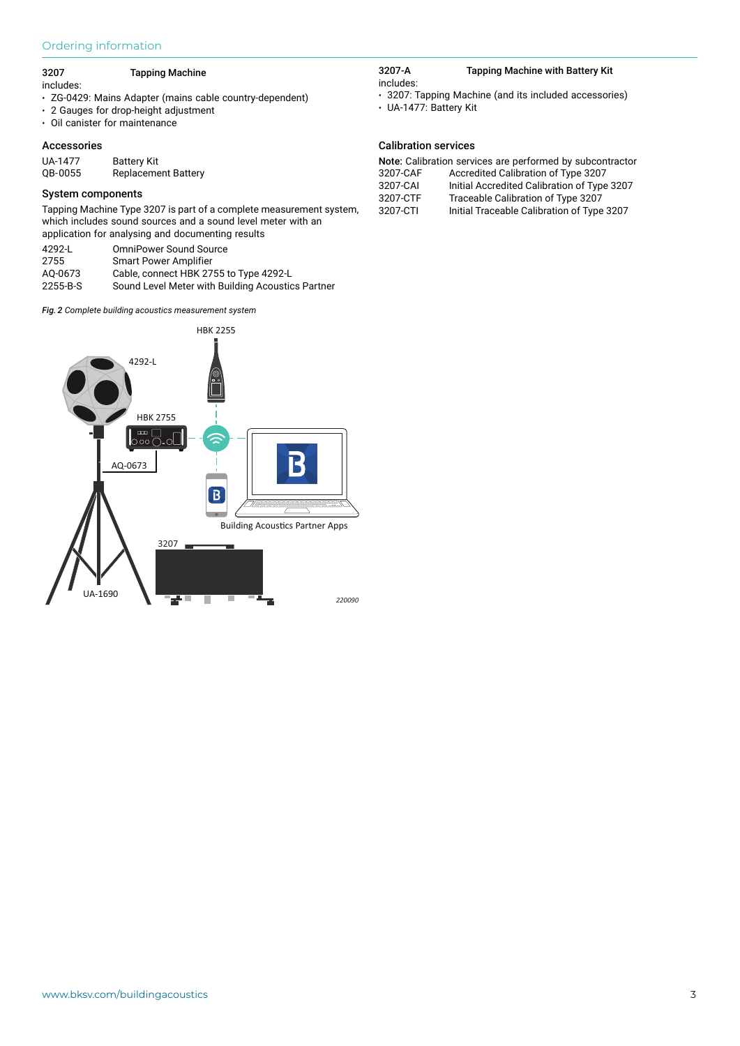## Ordering information

**3207** **Tapping Machine**

includes:

- ZG-0429: Mains Adapter (mains cable country-dependent)
- 2 Gauges for drop-height adjustment
- Oil canister for maintenance

### Accessories

| | |
|---|---|
| UA-1477 | Battery Kit |
| QB-0055 | Replacement Battery |

### System components

Tapping Machine Type 3207 is part of a complete measurement system, which includes sound sources and a sound level meter with an application for analysing and documenting results

| | |
|---|---|
| 4292-L | OmniPower Sound Source |
| 2755 | Smart Power Amplifier |
| AQ-0673 | Cable, connect HBK 2755 to Type 4292-L |
| 2255-B-S | Sound Level Meter with Building Acoustics Partner |

*Fig. 2 Complete building acoustics measurement system*

**3207-A** **Tapping Machine with Battery Kit**

includes:

- 3207: Tapping Machine (and its included accessories)
- UA-1477: Battery Kit

### Calibration services

**Note:** Calibration services are performed by subcontractor

| | |
|---|---|
| 3207-CAF | Accredited Calibration of Type 3207 |
| 3207-CAI | Initial Accredited Calibration of Type 3207 |
| 3207-CTF | Traceable Calibration of Type 3207 |
| 3207-CTI | Initial Traceable Calibration of Type 3207 |

www.bksv.com/buildingacoustics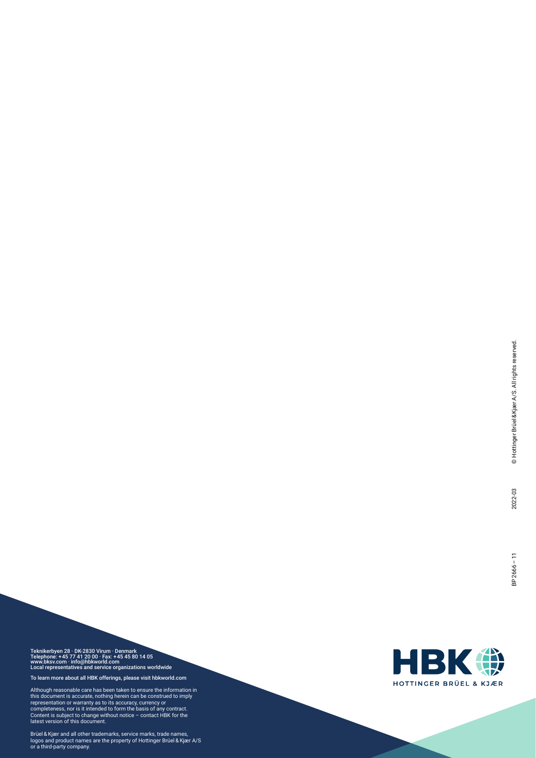**Teknikerbyen 28 · DK-2830 Virum · Denmark**
**Telephone: +45 77 41 20 00 · Fax: +45 45 80 14 05**
**www.bksv.com · info@hbkworld.com**
**Local representatives and service organizations worldwide**

**To learn more about all HBK offerings, please visit hbkworld.com**

Although reasonable care has been taken to ensure the information in this document is accurate, nothing herein can be construed to imply representation or warranty as to its accuracy, currency or completeness, nor is it intended to form the basis of any contract. Content is subject to change without notice – contact HBK for the latest version of this document.

Brüel & Kjær and all other trademarks, service marks, trade names, logos and product names are the property of Hottinger Brüel & Kjær A/S or a third-party company.

HBK
HOTTINGER BRÜEL & KJÆR

BP 2666 – 11    2022-03    © Hottinger Brüel & Kjær A/S. All rights reserved.